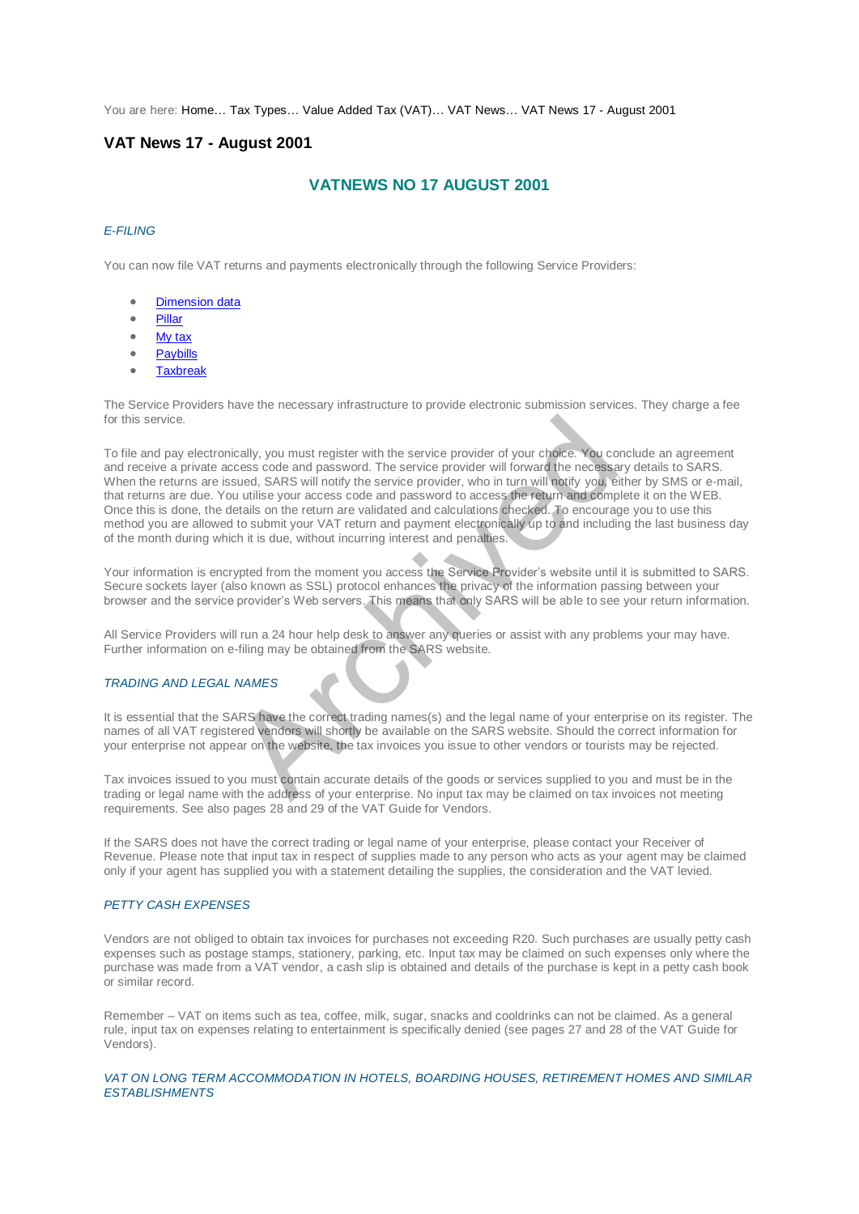You are here: Home… Tax Types… Value Added Tax (VAT)… VAT News… VAT News 17 - August 2001

# VAT News 17 - August 2001

## VATNEWS NO 17 AUGUST 2001

### *E-FILING*

You can now file VAT returns and payments electronically through the following Service Providers:

- Dimension data
- Pillar
- My tax
- Paybills
- Taxbreak

The Service Providers have the necessary infrastructure to provide electronic submission services. They charge a fee for this service.

To file and pay electronically, you must register with the service provider of your choice. You conclude an agreement and receive a private access code and password. The service provider will forward the necessary details to SARS. When the returns are issued, SARS will notify the service provider, who in turn will notify you, either by SMS or e-mail, that returns are due. You utilise your access code and password to access the return and complete it on the WEB. Once this is done, the details on the return are validated and calculations checked. To encourage you to use this method you are allowed to submit your VAT return and payment electronically up to and including the last business day of the month during which it is due, without incurring interest and penalties.

Your information is encrypted from the moment you access the Service Provider's website until it is submitted to SARS. Secure sockets layer (also known as SSL) protocol enhances the privacy of the information passing between your browser and the service provider's Web servers. This means that only SARS will be able to see your return information.

All Service Providers will run a 24 hour help desk to answer any queries or assist with any problems your may have. Further information on e-filing may be obtained from the SARS website.

### *TRADING AND LEGAL NAMES*

It is essential that the SARS have the correct trading names(s) and the legal name of your enterprise on its register. The names of all VAT registered vendors will shortly be available on the SARS website. Should the correct information for your enterprise not appear on the website, the tax invoices you issue to other vendors or tourists may be rejected.

Tax invoices issued to you must contain accurate details of the goods or services supplied to you and must be in the trading or legal name with the address of your enterprise. No input tax may be claimed on tax invoices not meeting requirements. See also pages 28 and 29 of the VAT Guide for Vendors.

If the SARS does not have the correct trading or legal name of your enterprise, please contact your Receiver of Revenue. Please note that input tax in respect of supplies made to any person who acts as your agent may be claimed only if your agent has supplied you with a statement detailing the supplies, the consideration and the VAT levied.

### *PETTY CASH EXPENSES*

Vendors are not obliged to obtain tax invoices for purchases not exceeding R20. Such purchases are usually petty cash expenses such as postage stamps, stationery, parking, etc. Input tax may be claimed on such expenses only where the purchase was made from a VAT vendor, a cash slip is obtained and details of the purchase is kept in a petty cash book or similar record.

Remember – VAT on items such as tea, coffee, milk, sugar, snacks and cooldrinks can not be claimed. As a general rule, input tax on expenses relating to entertainment is specifically denied (see pages 27 and 28 of the VAT Guide for Vendors).

### *VAT ON LONG TERM ACCOMMODATION IN HOTELS, BOARDING HOUSES, RETIREMENT HOMES AND SIMILAR ESTABLISHMENTS*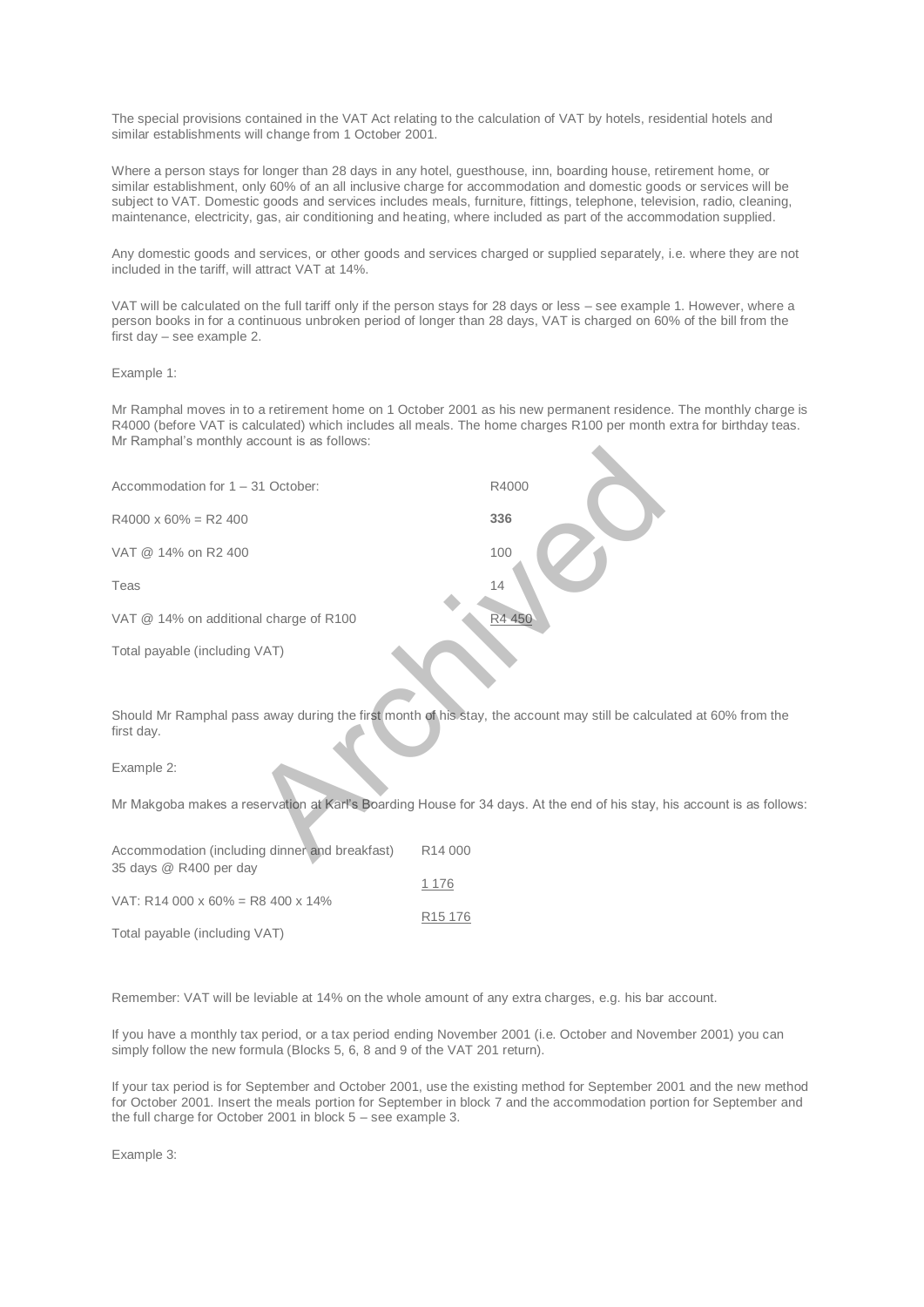The special provisions contained in the VAT Act relating to the calculation of VAT by hotels, residential hotels and similar establishments will change from 1 October 2001.

Where a person stays for longer than 28 days in any hotel, guesthouse, inn, boarding house, retirement home, or similar establishment, only 60% of an all inclusive charge for accommodation and domestic goods or services will be subject to VAT. Domestic goods and services includes meals, furniture, fittings, telephone, television, radio, cleaning, maintenance, electricity, gas, air conditioning and heating, where included as part of the accommodation supplied.

Any domestic goods and services, or other goods and services charged or supplied separately, i.e. where they are not included in the tariff, will attract VAT at 14%.

VAT will be calculated on the full tariff only if the person stays for 28 days or less – see example 1. However, where a person books in for a continuous unbroken period of longer than 28 days, VAT is charged on 60% of the bill from the first day – see example 2.

Example 1:

Mr Ramphal moves in to a retirement home on 1 October 2001 as his new permanent residence. The monthly charge is R4000 (before VAT is calculated) which includes all meals. The home charges R100 per month extra for birthday teas. Mr Ramphal's monthly account is as follows:

| | |
|---|---|
| Accommodation for 1 – 31 October: | R4000 |
| R4000 x 60% = R2 400 | **336** |
| VAT @ 14% on R2 400 | 100 |
| Teas | 14 |
| VAT @ 14% on additional charge of R100 | R4 450 |
| Total payable (including VAT) | |

Should Mr Ramphal pass away during the first month of his stay, the account may still be calculated at 60% from the first day.

Example 2:

Mr Makgoba makes a reservation at Karl's Boarding House for 34 days. At the end of his stay, his account is as follows:

| | |
|---|---|
| Accommodation (including dinner and breakfast) 35 days @ R400 per day | R14 000 |
| VAT: R14 000 x 60% = R8 400 x 14% | 1 176 |
| Total payable (including VAT) | R15 176 |

Remember: VAT will be leviable at 14% on the whole amount of any extra charges, e.g. his bar account.

If you have a monthly tax period, or a tax period ending November 2001 (i.e. October and November 2001) you can simply follow the new formula (Blocks 5, 6, 8 and 9 of the VAT 201 return).

If your tax period is for September and October 2001, use the existing method for September 2001 and the new method for October 2001. Insert the meals portion for September in block 7 and the accommodation portion for September and the full charge for October 2001 in block 5 – see example 3.

Example 3: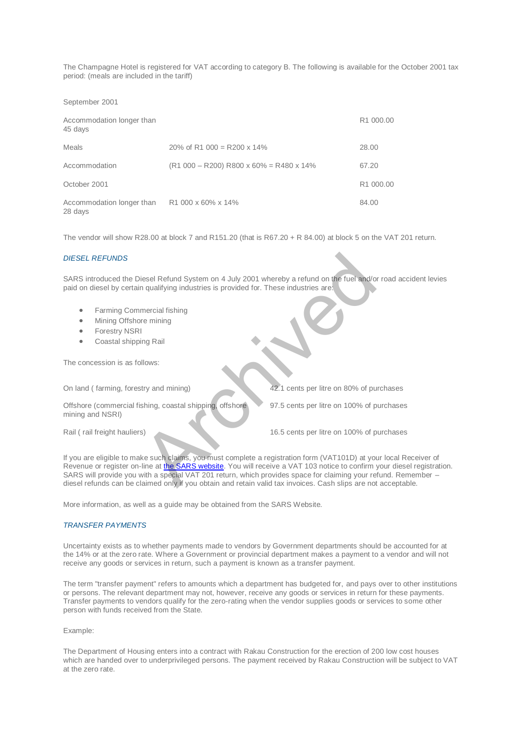The Champagne Hotel is registered for VAT according to category B. The following is available for the October 2001 tax period: (meals are included in the tariff)

| | | |
|---|---|---|
| September 2001 | | |
| Accommodation longer than 45 days | | R1 000.00 |
| Meals | 20% of R1 000 = R200 x 14% | 28.00 |
| Accommodation | (R1 000 – R200) R800 x 60% = R480 x 14% | 67.20 |
| October 2001 | | R1 000.00 |
| Accommodation longer than 28 days | R1 000 x 60% x 14% | 84.00 |

The vendor will show R28.00 at block 7 and R151.20 (that is R67.20 + R 84.00) at block 5 on the VAT 201 return.

### *DIESEL REFUNDS*

SARS introduced the Diesel Refund System on 4 July 2001 whereby a refund on the fuel and/or road accident levies paid on diesel by certain qualifying industries is provided for. These industries are:

- Farming Commercial fishing
- Mining Offshore mining
- Forestry NSRI
- Coastal shipping Rail

The concession is as follows:

| | |
|---|---|
| On land ( farming, forestry and mining) | 42.1 cents per litre on 80% of purchases |
| Offshore (commercial fishing, coastal shipping, offshore mining and NSRI) | 97.5 cents per litre on 100% of purchases |
| Rail ( rail freight hauliers) | 16.5 cents per litre on 100% of purchases |

If you are eligible to make such claims, you must complete a registration form (VAT101D) at your local Receiver of Revenue or register on-line at the SARS website. You will receive a VAT 103 notice to confirm your diesel registration. SARS will provide you with a special VAT 201 return, which provides space for claiming your refund. Remember – diesel refunds can be claimed only if you obtain and retain valid tax invoices. Cash slips are not acceptable.

More information, as well as a guide may be obtained from the SARS Website.

### *TRANSFER PAYMENTS*

Uncertainty exists as to whether payments made to vendors by Government departments should be accounted for at the 14% or at the zero rate. Where a Government or provincial department makes a payment to a vendor and will not receive any goods or services in return, such a payment is known as a transfer payment.

The term "transfer payment" refers to amounts which a department has budgeted for, and pays over to other institutions or persons. The relevant department may not, however, receive any goods or services in return for these payments. Transfer payments to vendors qualify for the zero-rating when the vendor supplies goods or services to some other person with funds received from the State.

Example:

The Department of Housing enters into a contract with Rakau Construction for the erection of 200 low cost houses which are handed over to underprivileged persons. The payment received by Rakau Construction will be subject to VAT at the zero rate.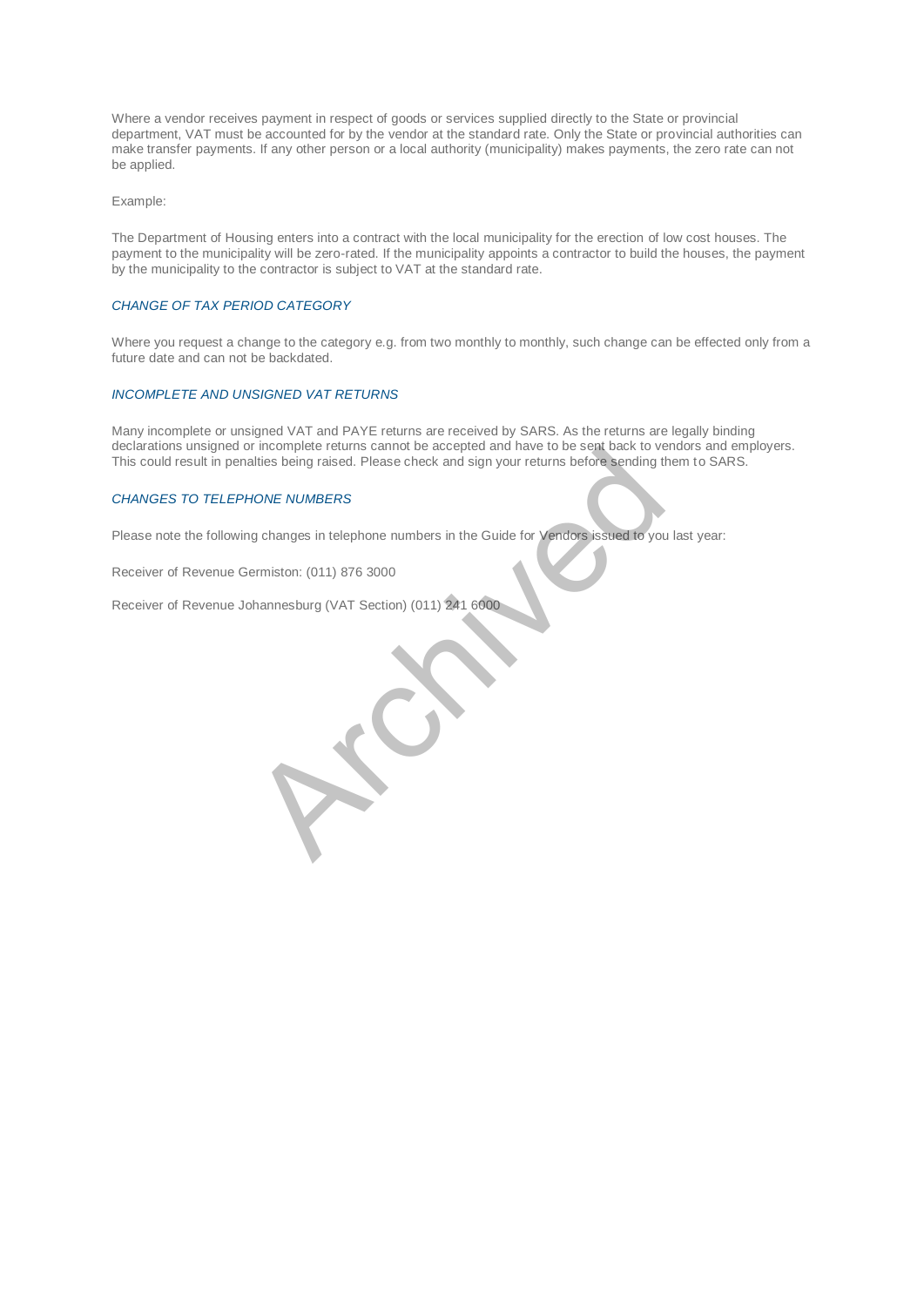Where a vendor receives payment in respect of goods or services supplied directly to the State or provincial department, VAT must be accounted for by the vendor at the standard rate. Only the State or provincial authorities can make transfer payments. If any other person or a local authority (municipality) makes payments, the zero rate can not be applied.

Example:

The Department of Housing enters into a contract with the local municipality for the erection of low cost houses. The payment to the municipality will be zero-rated. If the municipality appoints a contractor to build the houses, the payment by the municipality to the contractor is subject to VAT at the standard rate.

### *CHANGE OF TAX PERIOD CATEGORY*

Where you request a change to the category e.g. from two monthly to monthly, such change can be effected only from a future date and can not be backdated.

### *INCOMPLETE AND UNSIGNED VAT RETURNS*

Many incomplete or unsigned VAT and PAYE returns are received by SARS. As the returns are legally binding declarations unsigned or incomplete returns cannot be accepted and have to be sent back to vendors and employers. This could result in penalties being raised. Please check and sign your returns before sending them to SARS.

### *CHANGES TO TELEPHONE NUMBERS*

Please note the following changes in telephone numbers in the Guide for Vendors issued to you last year:

Receiver of Revenue Germiston: (011) 876 3000

Receiver of Revenue Johannesburg (VAT Section) (011) 241 6000